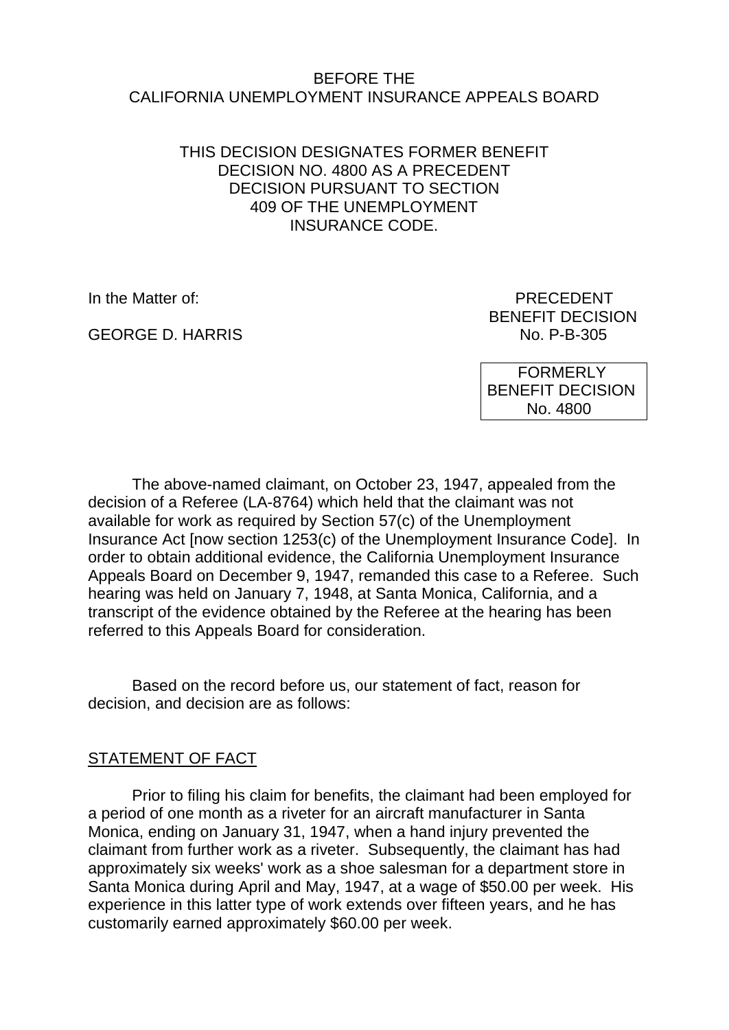BEFORE THE
CALIFORNIA UNEMPLOYMENT INSURANCE APPEALS BOARD

THIS DECISION DESIGNATES FORMER BENEFIT DECISION NO. 4800 AS A PRECEDENT DECISION PURSUANT TO SECTION 409 OF THE UNEMPLOYMENT INSURANCE CODE.

In the Matter of:

GEORGE D. HARRIS

PRECEDENT
BENEFIT DECISION
No. P-B-305

FORMERLY
BENEFIT DECISION
No. 4800

The above-named claimant, on October 23, 1947, appealed from the decision of a Referee (LA-8764) which held that the claimant was not available for work as required by Section 57(c) of the Unemployment Insurance Act [now section 1253(c) of the Unemployment Insurance Code]. In order to obtain additional evidence, the California Unemployment Insurance Appeals Board on December 9, 1947, remanded this case to a Referee. Such hearing was held on January 7, 1948, at Santa Monica, California, and a transcript of the evidence obtained by the Referee at the hearing has been referred to this Appeals Board for consideration.

Based on the record before us, our statement of fact, reason for decision, and decision are as follows:

## STATEMENT OF FACT

Prior to filing his claim for benefits, the claimant had been employed for a period of one month as a riveter for an aircraft manufacturer in Santa Monica, ending on January 31, 1947, when a hand injury prevented the claimant from further work as a riveter. Subsequently, the claimant has had approximately six weeks' work as a shoe salesman for a department store in Santa Monica during April and May, 1947, at a wage of $50.00 per week. His experience in this latter type of work extends over fifteen years, and he has customarily earned approximately $60.00 per week.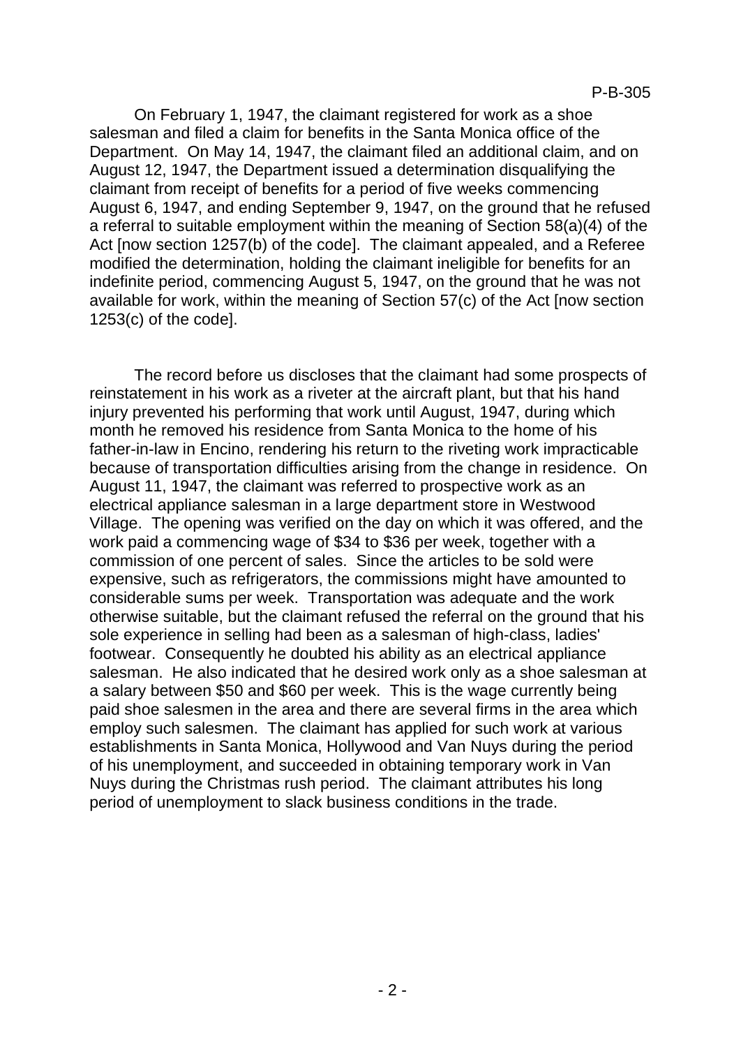On February 1, 1947, the claimant registered for work as a shoe salesman and filed a claim for benefits in the Santa Monica office of the Department. On May 14, 1947, the claimant filed an additional claim, and on August 12, 1947, the Department issued a determination disqualifying the claimant from receipt of benefits for a period of five weeks commencing August 6, 1947, and ending September 9, 1947, on the ground that he refused a referral to suitable employment within the meaning of Section 58(a)(4) of the Act [now section 1257(b) of the code]. The claimant appealed, and a Referee modified the determination, holding the claimant ineligible for benefits for an indefinite period, commencing August 5, 1947, on the ground that he was not available for work, within the meaning of Section 57(c) of the Act [now section 1253(c) of the code].

The record before us discloses that the claimant had some prospects of reinstatement in his work as a riveter at the aircraft plant, but that his hand injury prevented his performing that work until August, 1947, during which month he removed his residence from Santa Monica to the home of his father-in-law in Encino, rendering his return to the riveting work impracticable because of transportation difficulties arising from the change in residence. On August 11, 1947, the claimant was referred to prospective work as an electrical appliance salesman in a large department store in Westwood Village. The opening was verified on the day on which it was offered, and the work paid a commencing wage of $34 to $36 per week, together with a commission of one percent of sales. Since the articles to be sold were expensive, such as refrigerators, the commissions might have amounted to considerable sums per week. Transportation was adequate and the work otherwise suitable, but the claimant refused the referral on the ground that his sole experience in selling had been as a salesman of high-class, ladies' footwear. Consequently he doubted his ability as an electrical appliance salesman. He also indicated that he desired work only as a shoe salesman at a salary between $50 and $60 per week. This is the wage currently being paid shoe salesmen in the area and there are several firms in the area which employ such salesmen. The claimant has applied for such work at various establishments in Santa Monica, Hollywood and Van Nuys during the period of his unemployment, and succeeded in obtaining temporary work in Van Nuys during the Christmas rush period. The claimant attributes his long period of unemployment to slack business conditions in the trade.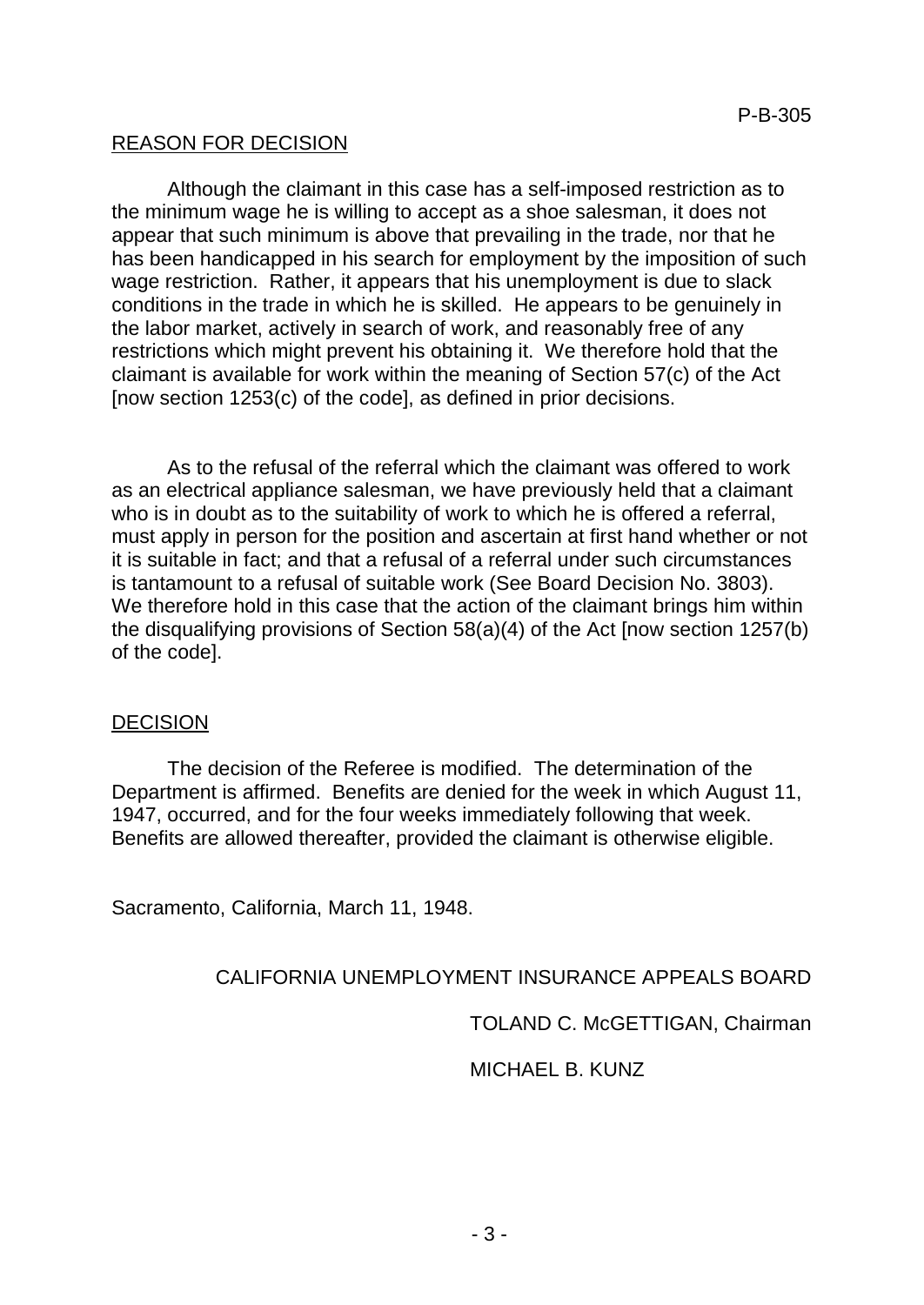## REASON FOR DECISION

Although the claimant in this case has a self-imposed restriction as to the minimum wage he is willing to accept as a shoe salesman, it does not appear that such minimum is above that prevailing in the trade, nor that he has been handicapped in his search for employment by the imposition of such wage restriction. Rather, it appears that his unemployment is due to slack conditions in the trade in which he is skilled. He appears to be genuinely in the labor market, actively in search of work, and reasonably free of any restrictions which might prevent his obtaining it. We therefore hold that the claimant is available for work within the meaning of Section 57(c) of the Act [now section 1253(c) of the code], as defined in prior decisions.

As to the refusal of the referral which the claimant was offered to work as an electrical appliance salesman, we have previously held that a claimant who is in doubt as to the suitability of work to which he is offered a referral, must apply in person for the position and ascertain at first hand whether or not it is suitable in fact; and that a refusal of a referral under such circumstances is tantamount to a refusal of suitable work (See Board Decision No. 3803). We therefore hold in this case that the action of the claimant brings him within the disqualifying provisions of Section 58(a)(4) of the Act [now section 1257(b) of the code].

## DECISION

The decision of the Referee is modified. The determination of the Department is affirmed. Benefits are denied for the week in which August 11, 1947, occurred, and for the four weeks immediately following that week. Benefits are allowed thereafter, provided the claimant is otherwise eligible.

Sacramento, California, March 11, 1948.

CALIFORNIA UNEMPLOYMENT INSURANCE APPEALS BOARD

TOLAND C. McGETTIGAN, Chairman

MICHAEL B. KUNZ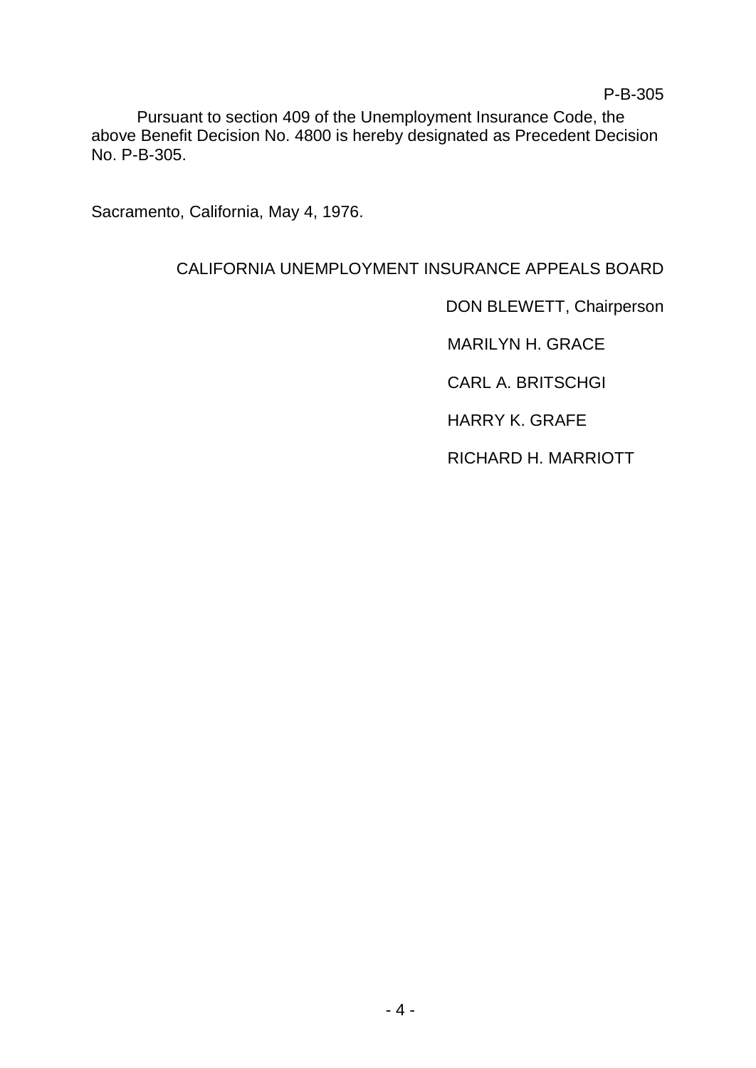P-B-305

Pursuant to section 409 of the Unemployment Insurance Code, the above Benefit Decision No. 4800 is hereby designated as Precedent Decision No. P-B-305.

Sacramento, California, May 4, 1976.

CALIFORNIA UNEMPLOYMENT INSURANCE APPEALS BOARD

DON BLEWETT, Chairperson

MARILYN H. GRACE

CARL A. BRITSCHGI

HARRY K. GRAFE

RICHARD H. MARRIOTT